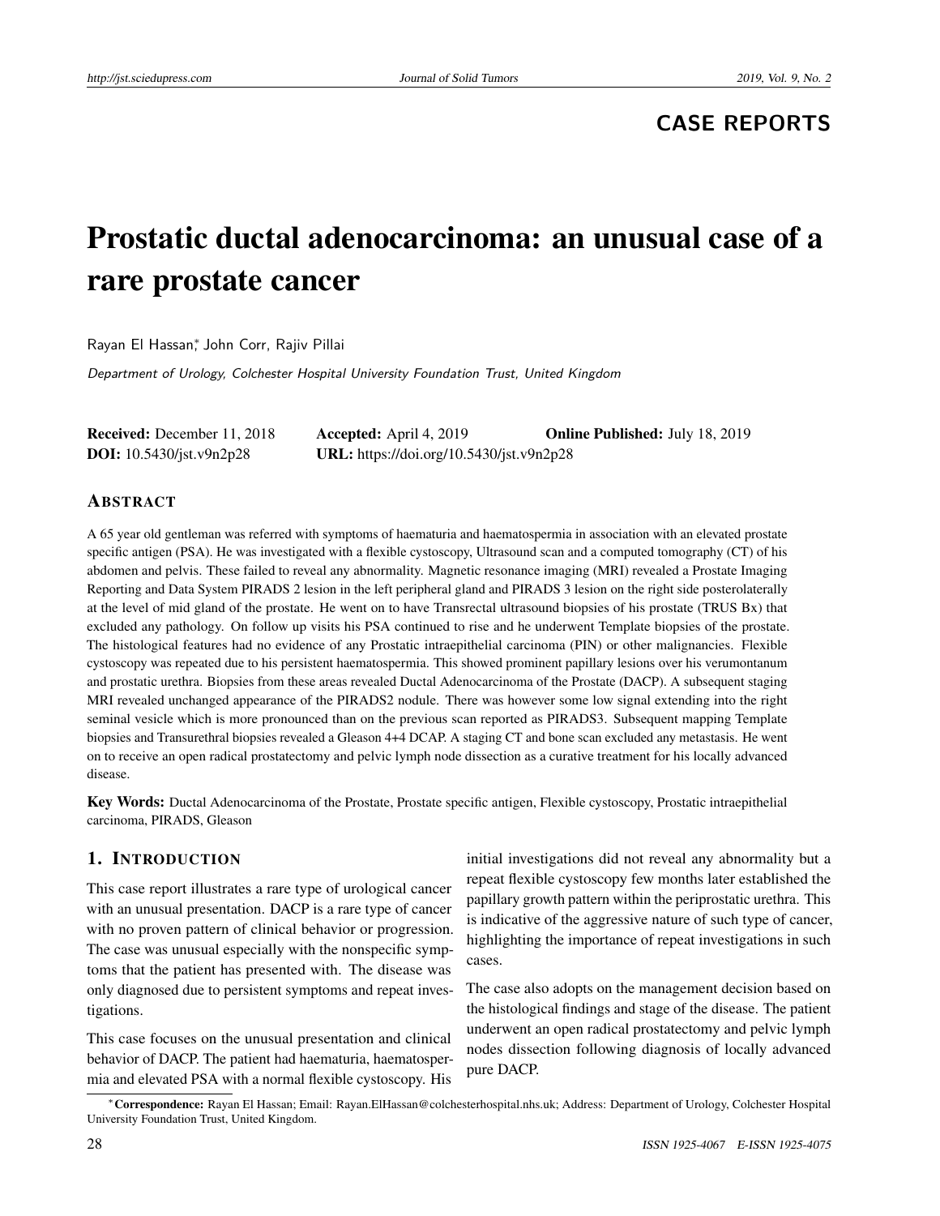**CASE REPORTS**

# Prostatic ductal adenocarcinoma: an unusual case of a rare prostate cancer

Rayan El Hassan*, John Corr, Rajiv Pillai

*Department of Urology, Colchester Hospital University Foundation Trust, United Kingdom*

**Received:** December 11, 2018 **Accepted:** April 4, 2019 **Online Published:** July 18, 2019
**DOI:** 10.5430/jst.v9n2p28 **URL:** https://doi.org/10.5430/jst.v9n2p28

## Abstract

A 65 year old gentleman was referred with symptoms of haematuria and haematospermia in association with an elevated prostate specific antigen (PSA). He was investigated with a flexible cystoscopy, Ultrasound scan and a computed tomography (CT) of his abdomen and pelvis. These failed to reveal any abnormality. Magnetic resonance imaging (MRI) revealed a Prostate Imaging Reporting and Data System PIRADS 2 lesion in the left peripheral gland and PIRADS 3 lesion on the right side posterolaterally at the level of mid gland of the prostate. He went on to have Transrectal ultrasound biopsies of his prostate (TRUS Bx) that excluded any pathology. On follow up visits his PSA continued to rise and he underwent Template biopsies of the prostate. The histological features had no evidence of any Prostatic intraepithelial carcinoma (PIN) or other malignancies. Flexible cystoscopy was repeated due to his persistent haematospermia. This showed prominent papillary lesions over his verumontanum and prostatic urethra. Biopsies from these areas revealed Ductal Adenocarcinoma of the Prostate (DACP). A subsequent staging MRI revealed unchanged appearance of the PIRADS2 nodule. There was however some low signal extending into the right seminal vesicle which is more pronounced than on the previous scan reported as PIRADS3. Subsequent mapping Template biopsies and Transurethral biopsies revealed a Gleason 4+4 DCAP. A staging CT and bone scan excluded any metastasis. He went on to receive an open radical prostatectomy and pelvic lymph node dissection as a curative treatment for his locally advanced disease.

**Key Words:** Ductal Adenocarcinoma of the Prostate, Prostate specific antigen, Flexible cystoscopy, Prostatic intraepithelial carcinoma, PIRADS, Gleason

## 1. Introduction

This case report illustrates a rare type of urological cancer with an unusual presentation. DACP is a rare type of cancer with no proven pattern of clinical behavior or progression. The case was unusual especially with the nonspecific symptoms that the patient has presented with. The disease was only diagnosed due to persistent symptoms and repeat investigations.

This case focuses on the unusual presentation and clinical behavior of DACP. The patient had haematuria, haematospermia and elevated PSA with a normal flexible cystoscopy. His initial investigations did not reveal any abnormality but a repeat flexible cystoscopy few months later established the papillary growth pattern within the periprostatic urethra. This is indicative of the aggressive nature of such type of cancer, highlighting the importance of repeat investigations in such cases.

The case also adopts on the management decision based on the histological findings and stage of the disease. The patient underwent an open radical prostatectomy and pelvic lymph nodes dissection following diagnosis of locally advanced pure DACP.

*Correspondence: Rayan El Hassan; Email: Rayan.ElHassan@colchesterhospital.nhs.uk; Address: Department of Urology, Colchester Hospital University Foundation Trust, United Kingdom.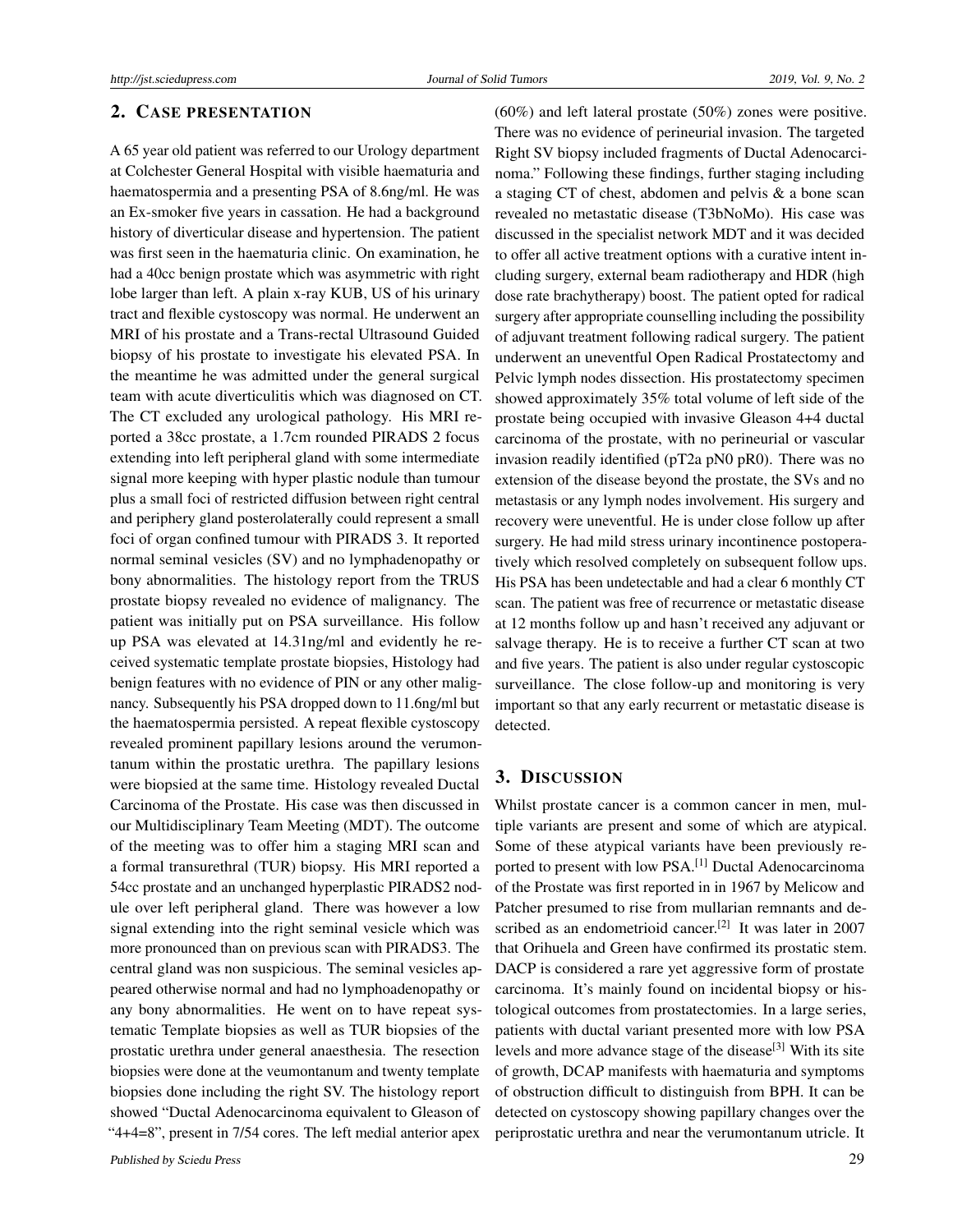## 2. Case presentation

A 65 year old patient was referred to our Urology department at Colchester General Hospital with visible haematuria and haematospermia and a presenting PSA of 8.6ng/ml. He was an Ex-smoker five years in cassation. He had a background history of diverticular disease and hypertension. The patient was first seen in the haematuria clinic. On examination, he had a 40cc benign prostate which was asymmetric with right lobe larger than left. A plain x-ray KUB, US of his urinary tract and flexible cystoscopy was normal. He underwent an MRI of his prostate and a Trans-rectal Ultrasound Guided biopsy of his prostate to investigate his elevated PSA. In the meantime he was admitted under the general surgical team with acute diverticulitis which was diagnosed on CT. The CT excluded any urological pathology. His MRI reported a 38cc prostate, a 1.7cm rounded PIRADS 2 focus extending into left peripheral gland with some intermediate signal more keeping with hyper plastic nodule than tumour plus a small foci of restricted diffusion between right central and periphery gland posterolaterally could represent a small foci of organ confined tumour with PIRADS 3. It reported normal seminal vesicles (SV) and no lymphadenopathy or bony abnormalities. The histology report from the TRUS prostate biopsy revealed no evidence of malignancy. The patient was initially put on PSA surveillance. His follow up PSA was elevated at 14.31ng/ml and evidently he received systematic template prostate biopsies, Histology had benign features with no evidence of PIN or any other malignancy. Subsequently his PSA dropped down to 11.6ng/ml but the haematospermia persisted. A repeat flexible cystoscopy revealed prominent papillary lesions around the verumontanum within the prostatic urethra. The papillary lesions were biopsied at the same time. Histology revealed Ductal Carcinoma of the Prostate. His case was then discussed in our Multidisciplinary Team Meeting (MDT). The outcome of the meeting was to offer him a staging MRI scan and a formal transurethral (TUR) biopsy. His MRI reported a 54cc prostate and an unchanged hyperplastic PIRADS2 nodule over left peripheral gland. There was however a low signal extending into the right seminal vesicle which was more pronounced than on previous scan with PIRADS3. The central gland was non suspicious. The seminal vesicles appeared otherwise normal and had no lymphoadenopathy or any bony abnormalities. He went on to have repeat systematic Template biopsies as well as TUR biopsies of the prostatic urethra under general anaesthesia. The resection biopsies were done at the veumontanum and twenty template biopsies done including the right SV. The histology report showed "Ductal Adenocarcinoma equivalent to Gleason of "4+4=8", present in 7/54 cores. The left medial anterior apex (60%) and left lateral prostate (50%) zones were positive. There was no evidence of perineurial invasion. The targeted Right SV biopsy included fragments of Ductal Adenocarcinoma." Following these findings, further staging including a staging CT of chest, abdomen and pelvis & a bone scan revealed no metastatic disease (T3bNoMo). His case was discussed in the specialist network MDT and it was decided to offer all active treatment options with a curative intent including surgery, external beam radiotherapy and HDR (high dose rate brachytherapy) boost. The patient opted for radical surgery after appropriate counselling including the possibility of adjuvant treatment following radical surgery. The patient underwent an uneventful Open Radical Prostatectomy and Pelvic lymph nodes dissection. His prostatectomy specimen showed approximately 35% total volume of left side of the prostate being occupied with invasive Gleason 4+4 ductal carcinoma of the prostate, with no perineurial or vascular invasion readily identified (pT2a pN0 pR0). There was no extension of the disease beyond the prostate, the SVs and no metastasis or any lymph nodes involvement. His surgery and recovery were uneventful. He is under close follow up after surgery. He had mild stress urinary incontinence postoperatively which resolved completely on subsequent follow ups. His PSA has been undetectable and had a clear 6 monthly CT scan. The patient was free of recurrence or metastatic disease at 12 months follow up and hasn't received any adjuvant or salvage therapy. He is to receive a further CT scan at two and five years. The patient is also under regular cystoscopic surveillance. The close follow-up and monitoring is very important so that any early recurrent or metastatic disease is detected.

## 3. Discussion

Whilst prostate cancer is a common cancer in men, multiple variants are present and some of which are atypical. Some of these atypical variants have been previously reported to present with low PSA.[1] Ductal Adenocarcinoma of the Prostate was first reported in in 1967 by Melicow and Patcher presumed to rise from mullarian remnants and described as an endometrioid cancer.[2] It was later in 2007 that Orihuela and Green have confirmed its prostatic stem. DACP is considered a rare yet aggressive form of prostate carcinoma. It's mainly found on incidental biopsy or histological outcomes from prostatectomies. In a large series, patients with ductal variant presented more with low PSA levels and more advance stage of the disease[3] With its site of growth, DCAP manifests with haematuria and symptoms of obstruction difficult to distinguish from BPH. It can be detected on cystoscopy showing papillary changes over the periprostatic urethra and near the verumontanum utricle. It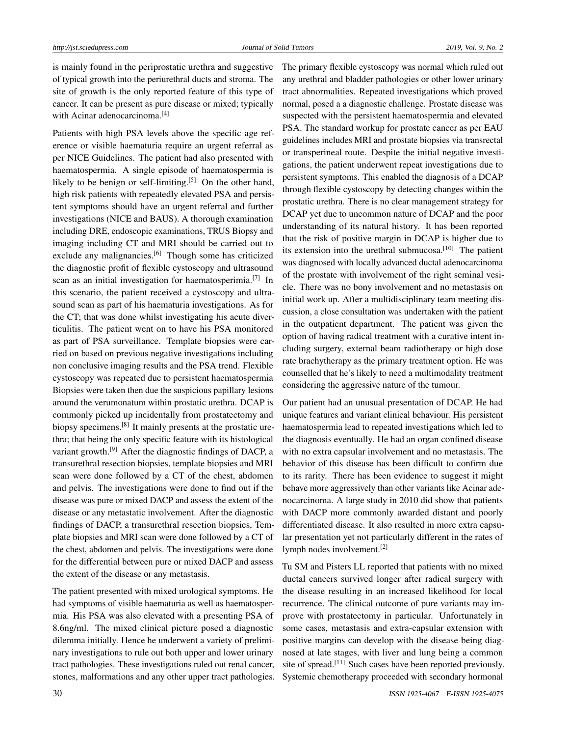is mainly found in the periprostatic urethra and suggestive of typical growth into the periurethral ducts and stroma. The site of growth is the only reported feature of this type of cancer. It can be present as pure disease or mixed; typically with Acinar adenocarcinoma.[4]

Patients with high PSA levels above the specific age reference or visible haematuria require an urgent referral as per NICE Guidelines. The patient had also presented with haematospermia. A single episode of haematospermia is likely to be benign or self-limiting.[5] On the other hand, high risk patients with repeatedly elevated PSA and persistent symptoms should have an urgent referral and further investigations (NICE and BAUS). A thorough examination including DRE, endoscopic examinations, TRUS Biopsy and imaging including CT and MRI should be carried out to exclude any malignancies.[6] Though some has criticized the diagnostic profit of flexible cystoscopy and ultrasound scan as an initial investigation for haematosperimia.[7] In this scenario, the patient received a cystoscopy and ultrasound scan as part of his haematuria investigations. As for the CT; that was done whilst investigating his acute diverticulitis. The patient went on to have his PSA monitored as part of PSA surveillance. Template biopsies were carried on based on previous negative investigations including non conclusive imaging results and the PSA trend. Flexible cystoscopy was repeated due to persistent haematospermia Biopsies were taken then due the suspicious papillary lesions around the verumonatum within prostatic urethra. DCAP is commonly picked up incidentally from prostatectomy and biopsy specimens.[8] It mainly presents at the prostatic urethra; that being the only specific feature with its histological variant growth.[9] After the diagnostic findings of DACP, a transurethral resection biopsies, template biopsies and MRI scan were done followed by a CT of the chest, abdomen and pelvis. The investigations were done to find out if the disease was pure or mixed DACP and assess the extent of the disease or any metastatic involvement. After the diagnostic findings of DACP, a transurethral resection biopsies, Template biopsies and MRI scan were done followed by a CT of the chest, abdomen and pelvis. The investigations were done for the differential between pure or mixed DACP and assess the extent of the disease or any metastasis.

The patient presented with mixed urological symptoms. He had symptoms of visible haematuria as well as haematospermia. His PSA was also elevated with a presenting PSA of 8.6ng/ml. The mixed clinical picture posed a diagnostic dilemma initially. Hence he underwent a variety of preliminary investigations to rule out both upper and lower urinary tract pathologies. These investigations ruled out renal cancer, stones, malformations and any other upper tract pathologies. The primary flexible cystoscopy was normal which ruled out any urethral and bladder pathologies or other lower urinary tract abnormalities. Repeated investigations which proved normal, posed a a diagnostic challenge. Prostate disease was suspected with the persistent haematospermia and elevated PSA. The standard workup for prostate cancer as per EAU guidelines includes MRI and prostate biopsies via transrectal or transperineal route. Despite the initial negative investigations, the patient underwent repeat investigations due to persistent symptoms. This enabled the diagnosis of a DCAP through flexible cystoscopy by detecting changes within the prostatic urethra. There is no clear management strategy for DCAP yet due to uncommon nature of DCAP and the poor understanding of its natural history. It has been reported that the risk of positive margin in DCAP is higher due to its extension into the urethral submucosa.[10] The patient was diagnosed with locally advanced ductal adenocarcinoma of the prostate with involvement of the right seminal vesicle. There was no bony involvement and no metastasis on initial work up. After a multidisciplinary team meeting discussion, a close consultation was undertaken with the patient in the outpatient department. The patient was given the option of having radical treatment with a curative intent including surgery, external beam radiotherapy or high dose rate brachytherapy as the primary treatment option. He was counselled that he's likely to need a multimodality treatment considering the aggressive nature of the tumour.

Our patient had an unusual presentation of DCAP. He had unique features and variant clinical behaviour. His persistent haematospermia lead to repeated investigations which led to the diagnosis eventually. He had an organ confined disease with no extra capsular involvement and no metastasis. The behavior of this disease has been difficult to confirm due to its rarity. There has been evidence to suggest it might behave more aggressively than other variants like Acinar adenocarcinoma. A large study in 2010 did show that patients with DACP more commonly awarded distant and poorly differentiated disease. It also resulted in more extra capsular presentation yet not particularly different in the rates of lymph nodes involvement.[2]

Tu SM and Pisters LL reported that patients with no mixed ductal cancers survived longer after radical surgery with the disease resulting in an increased likelihood for local recurrence. The clinical outcome of pure variants may improve with prostatectomy in particular. Unfortunately in some cases, metastasis and extra-capsular extension with positive margins can develop with the disease being diagnosed at late stages, with liver and lung being a common site of spread.[11] Such cases have been reported previously. Systemic chemotherapy proceeded with secondary hormonal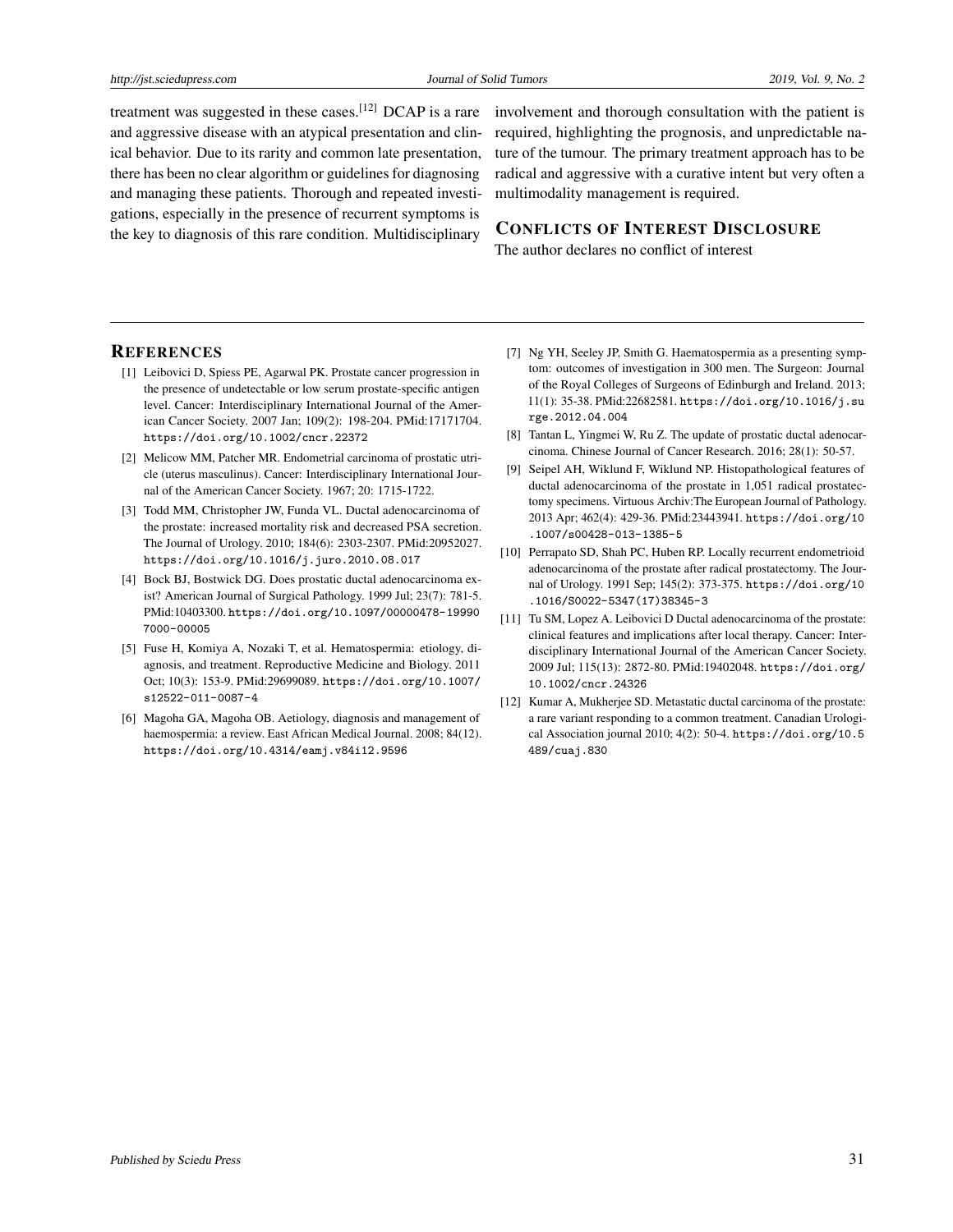treatment was suggested in these cases.[12] DCAP is a rare and aggressive disease with an atypical presentation and clinical behavior. Due to its rarity and common late presentation, there has been no clear algorithm or guidelines for diagnosing and managing these patients. Thorough and repeated investigations, especially in the presence of recurrent symptoms is the key to diagnosis of this rare condition. Multidisciplinary involvement and thorough consultation with the patient is required, highlighting the prognosis, and unpredictable nature of the tumour. The primary treatment approach has to be radical and aggressive with a curative intent but very often a multimodality management is required.

## CONFLICTS OF INTEREST DISCLOSURE

The author declares no conflict of interest

## REFERENCES

[1] Leibovici D, Spiess PE, Agarwal PK. Prostate cancer progression in the presence of undetectable or low serum prostate-specific antigen level. Cancer: Interdisciplinary International Journal of the American Cancer Society. 2007 Jan; 109(2): 198-204. PMid:17171704. https://doi.org/10.1002/cncr.22372

[2] Melicow MM, Patcher MR. Endometrial carcinoma of prostatic utricle (uterus masculinus). Cancer: Interdisciplinary International Journal of the American Cancer Society. 1967; 20: 1715-1722.

[3] Todd MM, Christopher JW, Funda VL. Ductal adenocarcinoma of the prostate: increased mortality risk and decreased PSA secretion. The Journal of Urology. 2010; 184(6): 2303-2307. PMid:20952027. https://doi.org/10.1016/j.juro.2010.08.017

[4] Bock BJ, Bostwick DG. Does prostatic ductal adenocarcinoma exist? American Journal of Surgical Pathology. 1999 Jul; 23(7): 781-5. PMid:10403300. https://doi.org/10.1097/00000478-199907000-00005

[5] Fuse H, Komiya A, Nozaki T, et al. Hematospermia: etiology, diagnosis, and treatment. Reproductive Medicine and Biology. 2011 Oct; 10(3): 153-9. PMid:29699089. https://doi.org/10.1007/s12522-011-0087-4

[6] Magoha GA, Magoha OB. Aetiology, diagnosis and management of haemospermia: a review. East African Medical Journal. 2008; 84(12). https://doi.org/10.4314/eamj.v84i12.9596

[7] Ng YH, Seeley JP, Smith G. Haematospermia as a presenting symptom: outcomes of investigation in 300 men. The Surgeon: Journal of the Royal Colleges of Surgeons of Edinburgh and Ireland. 2013; 11(1): 35-38. PMid:22682581. https://doi.org/10.1016/j.surge.2012.04.004

[8] Tantan L, Yingmei W, Ru Z. The update of prostatic ductal adenocarcinoma. Chinese Journal of Cancer Research. 2016; 28(1): 50-57.

[9] Seipel AH, Wiklund F, Wiklund NP. Histopathological features of ductal adenocarcinoma of the prostate in 1,051 radical prostatectomy specimens. Virtuous Archiv:The European Journal of Pathology. 2013 Apr; 462(4): 429-36. PMid:23443941. https://doi.org/10.1007/s00428-013-1385-5

[10] Perrapato SD, Shah PC, Huben RP. Locally recurrent endometrioid adenocarcinoma of the prostate after radical prostatectomy. The Journal of Urology. 1991 Sep; 145(2): 373-375. https://doi.org/10.1016/S0022-5347(17)38345-3

[11] Tu SM, Lopez A. Leibovici D Ductal adenocarcinoma of the prostate: clinical features and implications after local therapy. Cancer: Interdisciplinary International Journal of the American Cancer Society. 2009 Jul; 115(13): 2872-80. PMid:19402048. https://doi.org/10.1002/cncr.24326

[12] Kumar A, Mukherjee SD. Metastatic ductal carcinoma of the prostate: a rare variant responding to a common treatment. Canadian Urological Association journal 2010; 4(2): 50-4. https://doi.org/10.5489/cuaj.830